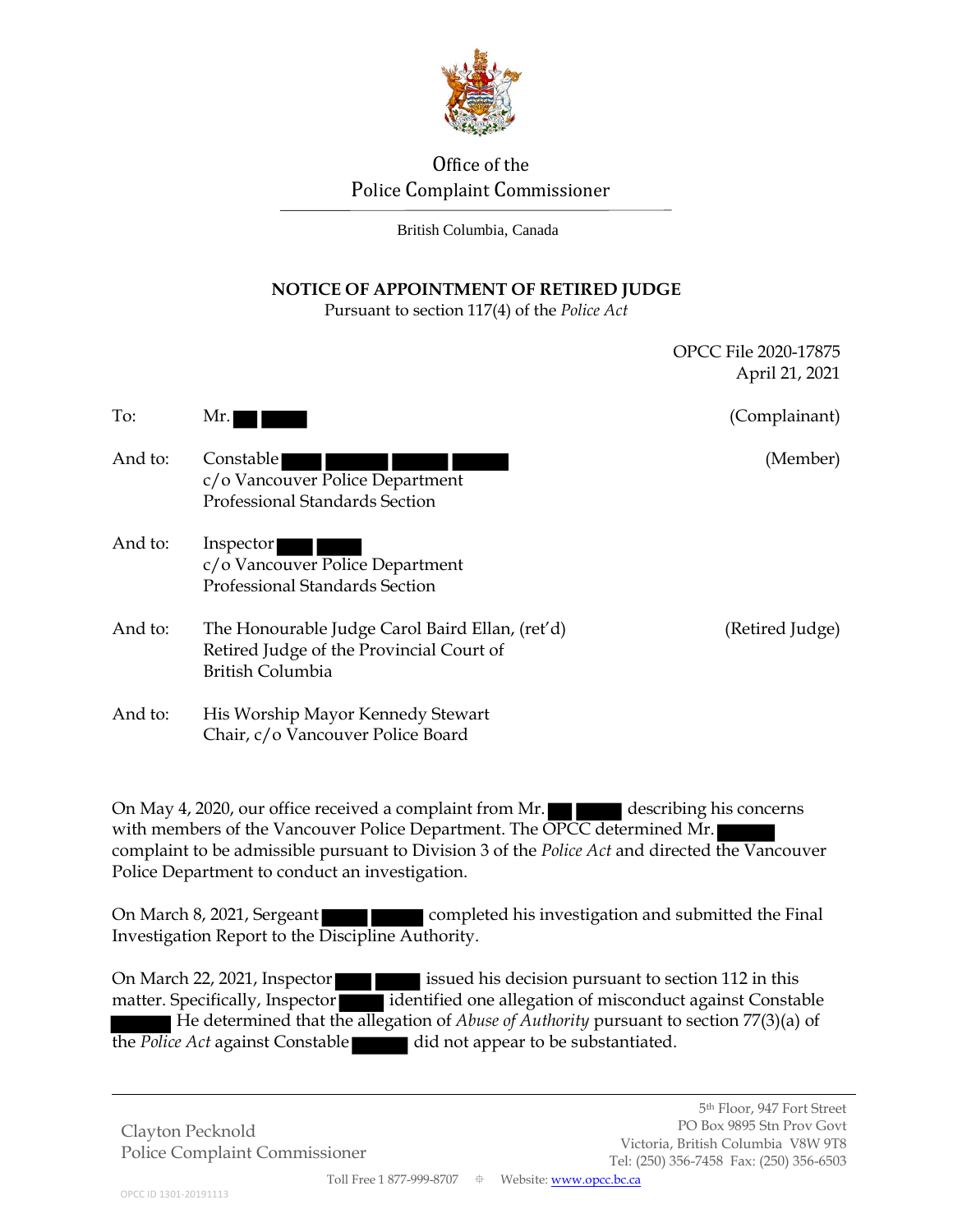Office of the
Police Complaint Commissioner

British Columbia, Canada

## NOTICE OF APPOINTMENT OF RETIRED JUDGE

Pursuant to section 117(4) of the *Police Act*

OPCC File 2020-17875
April 21, 2021

To: Mr. ███ █████ (Complainant)

And to: Constable ████ █████ █████ █████ (Member)
c/o Vancouver Police Department
Professional Standards Section

And to: Inspector ████ █████
c/o Vancouver Police Department
Professional Standards Section

And to: The Honourable Judge Carol Baird Ellan, (ret'd) (Retired Judge)
Retired Judge of the Provincial Court of
British Columbia

And to: His Worship Mayor Kennedy Stewart
Chair, c/o Vancouver Police Board

On May 4, 2020, our office received a complaint from Mr. ███ █████ describing his concerns with members of the Vancouver Police Department. The OPCC determined Mr. █████ complaint to be admissible pursuant to Division 3 of the *Police Act* and directed the Vancouver Police Department to conduct an investigation.

On March 8, 2021, Sergeant █████ █████ completed his investigation and submitted the Final Investigation Report to the Discipline Authority.

On March 22, 2021, Inspector ████ █████ issued his decision pursuant to section 112 in this matter. Specifically, Inspector █████ identified one allegation of misconduct against Constable █████. He determined that the allegation of *Abuse of Authority* pursuant to section 77(3)(a) of the *Police Act* against Constable █████ did not appear to be substantiated.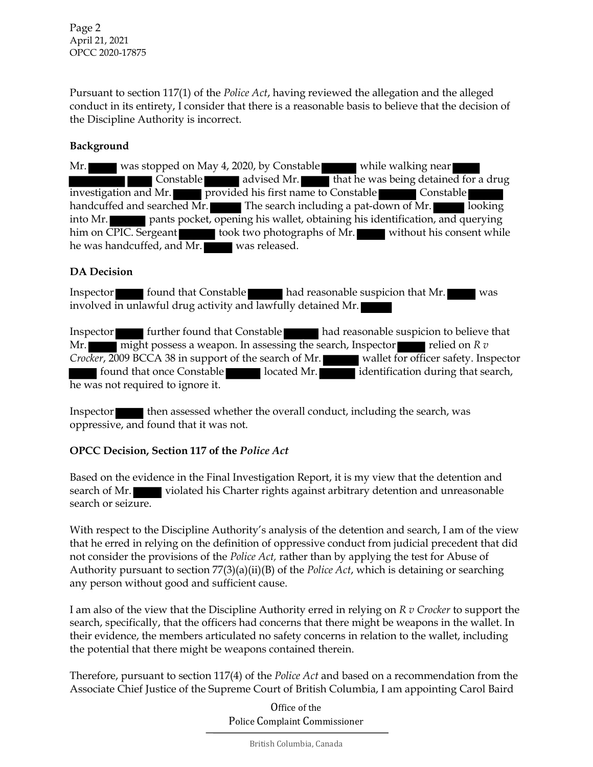Pursuant to section 117(1) of the *Police Act*, having reviewed the allegation and the alleged conduct in its entirety, I consider that there is a reasonable basis to believe that the decision of the Discipline Authority is incorrect.

**Background**

Mr. ██ was stopped on May 4, 2020, by Constable ██ while walking near ██ ██ ██ Constable ██ advised Mr. ██ that he was being detained for a drug investigation and Mr. ██ provided his first name to Constable ██ Constable ██ handcuffed and searched Mr. ██ The search including a pat-down of Mr. ██ looking into Mr. ██ pants pocket, opening his wallet, obtaining his identification, and querying him on CPIC. Sergeant ██ took two photographs of Mr. ██ without his consent while he was handcuffed, and Mr. ██ was released.

**DA Decision**

Inspector ██ found that Constable ██ had reasonable suspicion that Mr. ██ was involved in unlawful drug activity and lawfully detained Mr. ██

Inspector ██ further found that Constable ██ had reasonable suspicion to believe that Mr. ██ might possess a weapon. In assessing the search, Inspector ██ relied on *R v Crocker*, 2009 BCCA 38 in support of the search of Mr. ██ wallet for officer safety. Inspector ██ found that once Constable ██ located Mr. ██ identification during that search, he was not required to ignore it.

Inspector ██ then assessed whether the overall conduct, including the search, was oppressive, and found that it was not.

**OPCC Decision, Section 117 of the *Police Act***

Based on the evidence in the Final Investigation Report, it is my view that the detention and search of Mr. ██ violated his Charter rights against arbitrary detention and unreasonable search or seizure.

With respect to the Discipline Authority's analysis of the detention and search, I am of the view that he erred in relying on the definition of oppressive conduct from judicial precedent that did not consider the provisions of the *Police Act,* rather than by applying the test for Abuse of Authority pursuant to section 77(3)(a)(ii)(B) of the *Police Act*, which is detaining or searching any person without good and sufficient cause.

I am also of the view that the Discipline Authority erred in relying on *R v Crocker* to support the search, specifically, that the officers had concerns that there might be weapons in the wallet. In their evidence, the members articulated no safety concerns in relation to the wallet, including the potential that there might be weapons contained therein.

Therefore, pursuant to section 117(4) of the *Police Act* and based on a recommendation from the Associate Chief Justice of the Supreme Court of British Columbia, I am appointing Carol Baird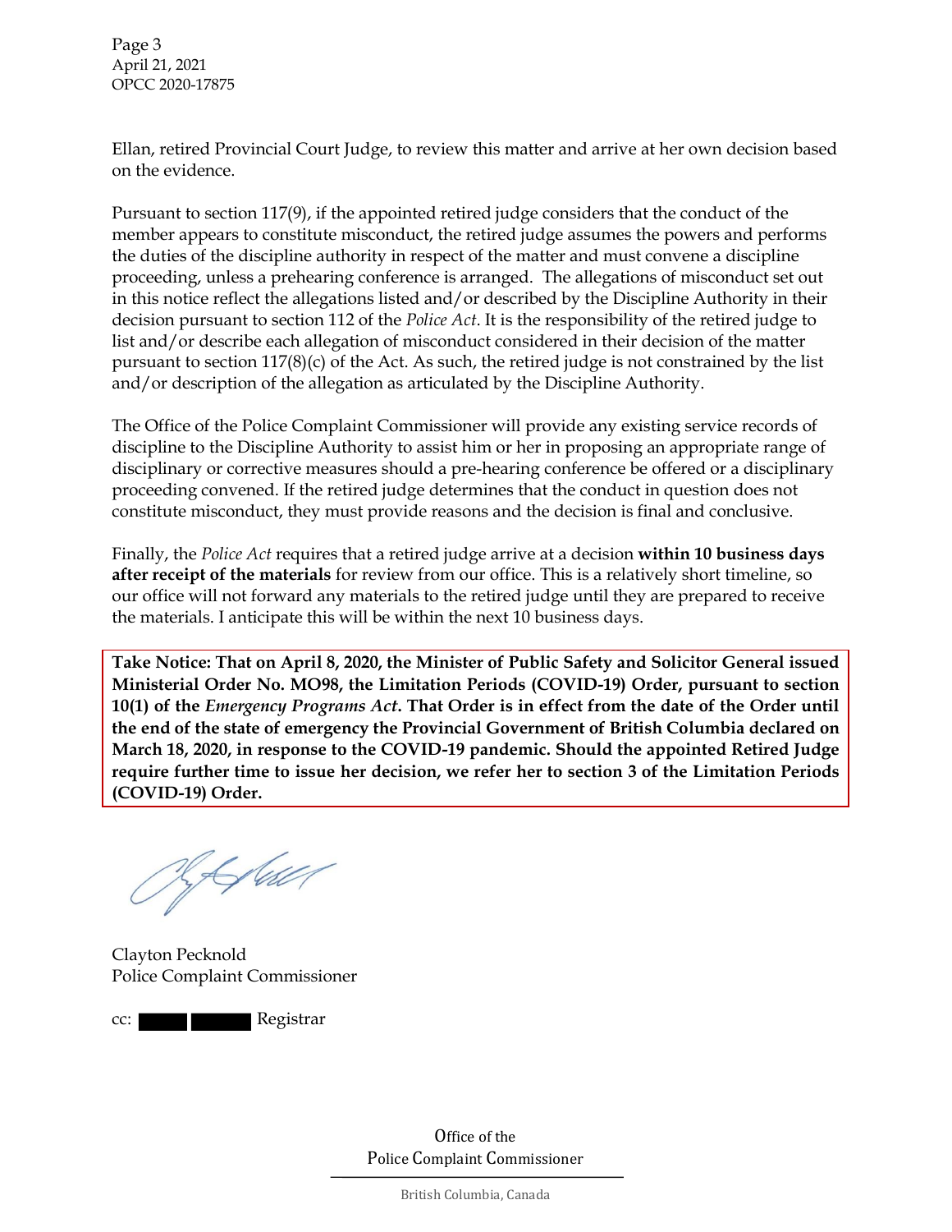Ellan, retired Provincial Court Judge, to review this matter and arrive at her own decision based on the evidence.

Pursuant to section 117(9), if the appointed retired judge considers that the conduct of the member appears to constitute misconduct, the retired judge assumes the powers and performs the duties of the discipline authority in respect of the matter and must convene a discipline proceeding, unless a prehearing conference is arranged. The allegations of misconduct set out in this notice reflect the allegations listed and/or described by the Discipline Authority in their decision pursuant to section 112 of the *Police Act*. It is the responsibility of the retired judge to list and/or describe each allegation of misconduct considered in their decision of the matter pursuant to section 117(8)(c) of the Act. As such, the retired judge is not constrained by the list and/or description of the allegation as articulated by the Discipline Authority.

The Office of the Police Complaint Commissioner will provide any existing service records of discipline to the Discipline Authority to assist him or her in proposing an appropriate range of disciplinary or corrective measures should a pre-hearing conference be offered or a disciplinary proceeding convened. If the retired judge determines that the conduct in question does not constitute misconduct, they must provide reasons and the decision is final and conclusive.

Finally, the *Police Act* requires that a retired judge arrive at a decision **within 10 business days after receipt of the materials** for review from our office. This is a relatively short timeline, so our office will not forward any materials to the retired judge until they are prepared to receive the materials. I anticipate this will be within the next 10 business days.

**Take Notice: That on April 8, 2020, the Minister of Public Safety and Solicitor General issued Ministerial Order No. MO98, the Limitation Periods (COVID-19) Order, pursuant to section 10(1) of the *Emergency Programs Act*. That Order is in effect from the date of the Order until the end of the state of emergency the Provincial Government of British Columbia declared on March 18, 2020, in response to the COVID-19 pandemic. Should the appointed Retired Judge require further time to issue her decision, we refer her to section 3 of the Limitation Periods (COVID-19) Order.**

Clayton Pecknold
Police Complaint Commissioner

cc: ██████ ██████ Registrar